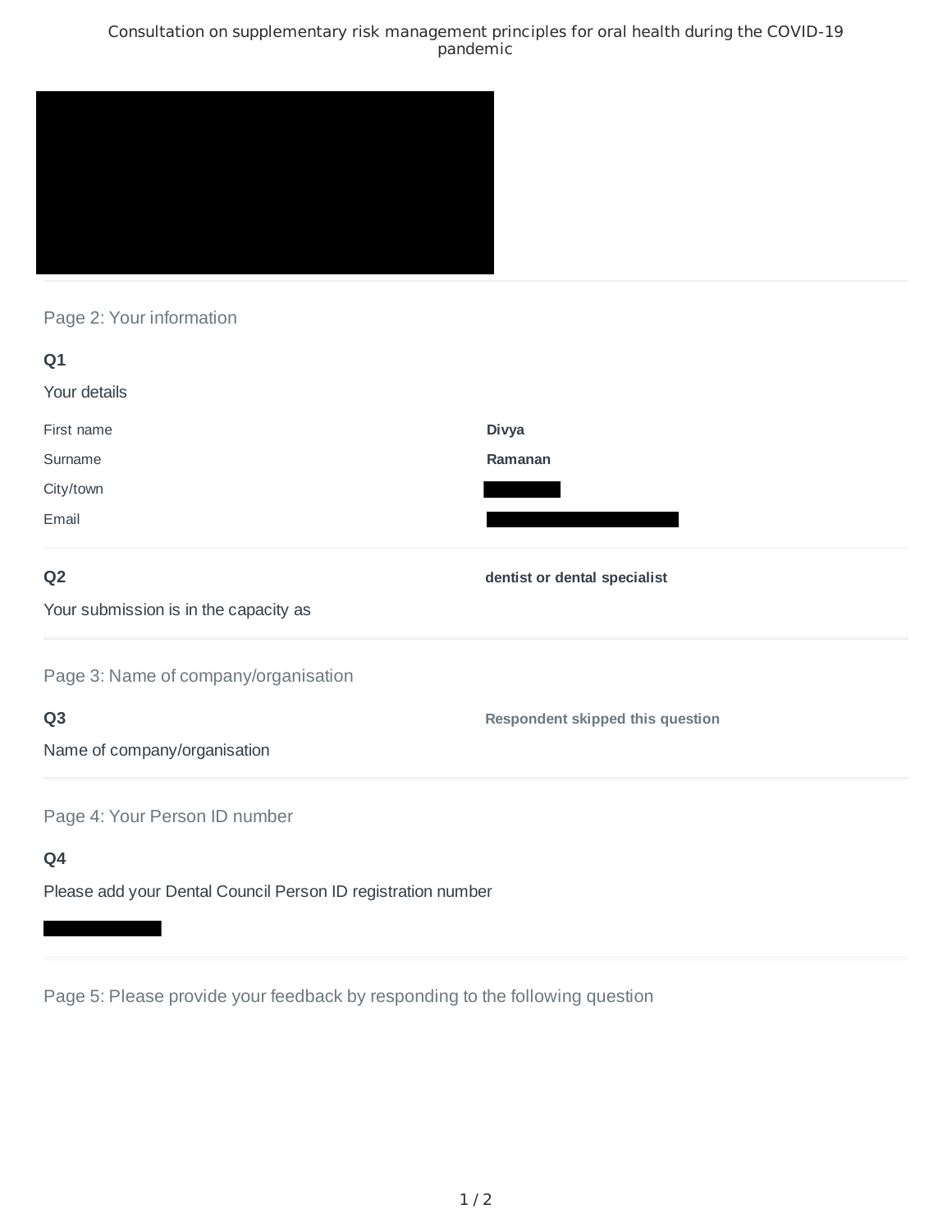Consultation on supplementary risk management principles for oral health during the COVID-19 pandemic

## Page 2: Your information

### Q1

Your details

| | |
|---|---|
| First name | **Divya** |
| Surname | **Ramanan** |
| City/town | |
| Email | |

### Q2

Your submission is in the capacity as

**dentist or dental specialist**

## Page 3: Name of company/organisation

### Q3

Name of company/organisation

**Respondent skipped this question**

## Page 4: Your Person ID number

### Q4

Please add your Dental Council Person ID registration number

## Page 5: Please provide your feedback by responding to the following question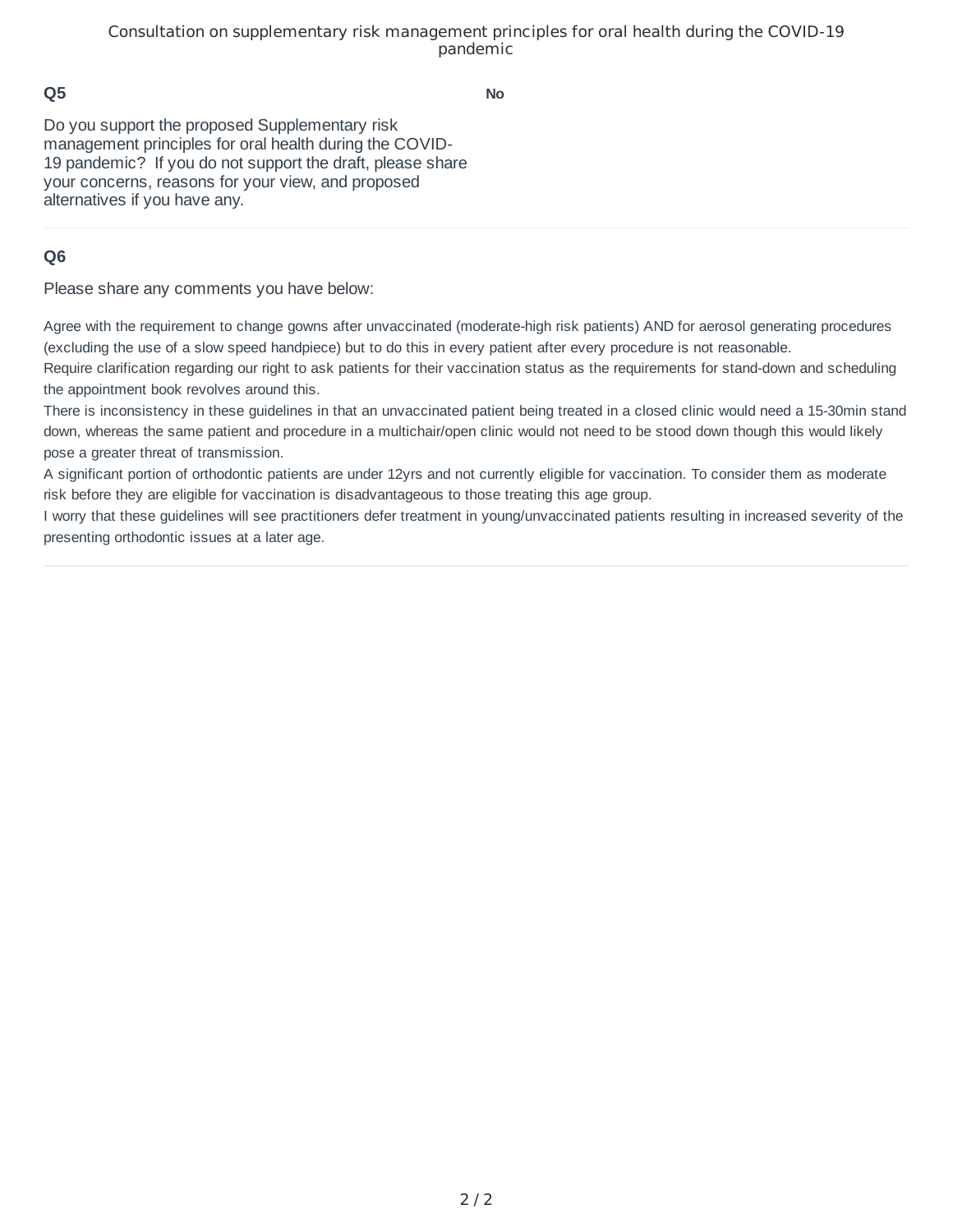**Q5**

Do you support the proposed Supplementary risk management principles for oral health during the COVID-19 pandemic?  If you do not support the draft, please share your concerns, reasons for your view, and proposed alternatives if you have any.

**No**

**Q6**

Please share any comments you have below:

Agree with the requirement to change gowns after unvaccinated (moderate-high risk patients) AND for aerosol generating procedures (excluding the use of a slow speed handpiece) but to do this in every patient after every procedure is not reasonable.
Require clarification regarding our right to ask patients for their vaccination status as the requirements for stand-down and scheduling the appointment book revolves around this.
There is inconsistency in these guidelines in that an unvaccinated patient being treated in a closed clinic would need a 15-30min stand down, whereas the same patient and procedure in a multichair/open clinic would not need to be stood down though this would likely pose a greater threat of transmission.
A significant portion of orthodontic patients are under 12yrs and not currently eligible for vaccination. To consider them as moderate risk before they are eligible for vaccination is disadvantageous to those treating this age group.
I worry that these guidelines will see practitioners defer treatment in young/unvaccinated patients resulting in increased severity of the presenting orthodontic issues at a later age.